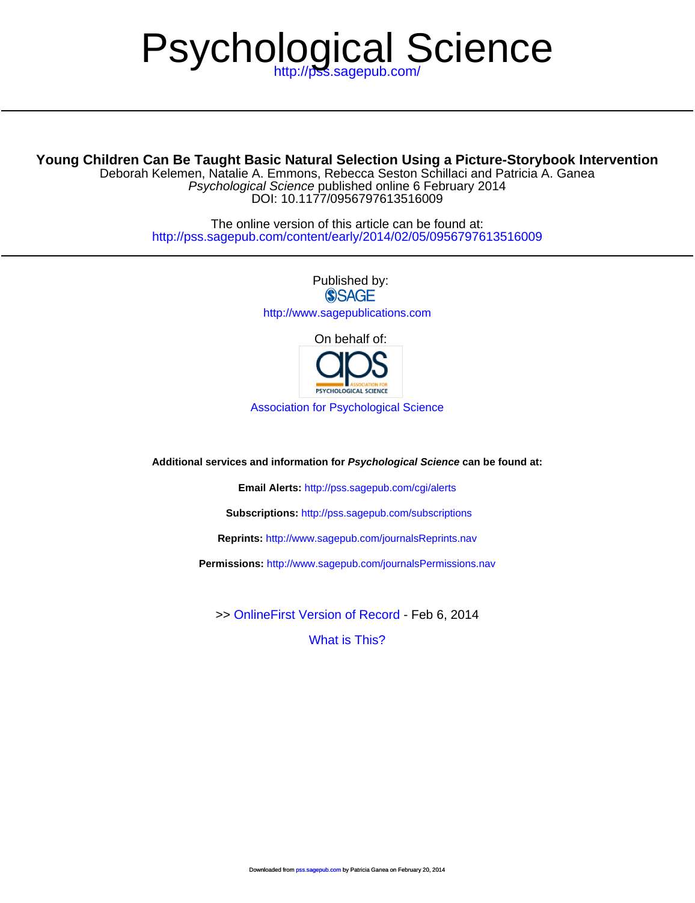# Psychological Science

http://pss.sagepub.com/

**Young Children Can Be Taught Basic Natural Selection Using a Picture-Storybook Intervention**

Deborah Kelemen, Natalie A. Emmons, Rebecca Seston Schillaci and Patricia A. Ganea

*Psychological Science* published online 6 February 2014

DOI: 10.1177/0956797613516009

The online version of this article can be found at:

http://pss.sagepub.com/content/early/2014/02/05/0956797613516009

Published by:

SAGE

http://www.sagepublications.com

On behalf of:

Association for Psychological Science

**Additional services and information for *Psychological Science* can be found at:**

**Email Alerts:** http://pss.sagepub.com/cgi/alerts

**Subscriptions:** http://pss.sagepub.com/subscriptions

**Reprints:** http://www.sagepub.com/journalsReprints.nav

**Permissions:** http://www.sagepub.com/journalsPermissions.nav

>> OnlineFirst Version of Record - Feb 6, 2014

What is This?

Downloaded from pss.sagepub.com by Patricia Ganea on February 20, 2014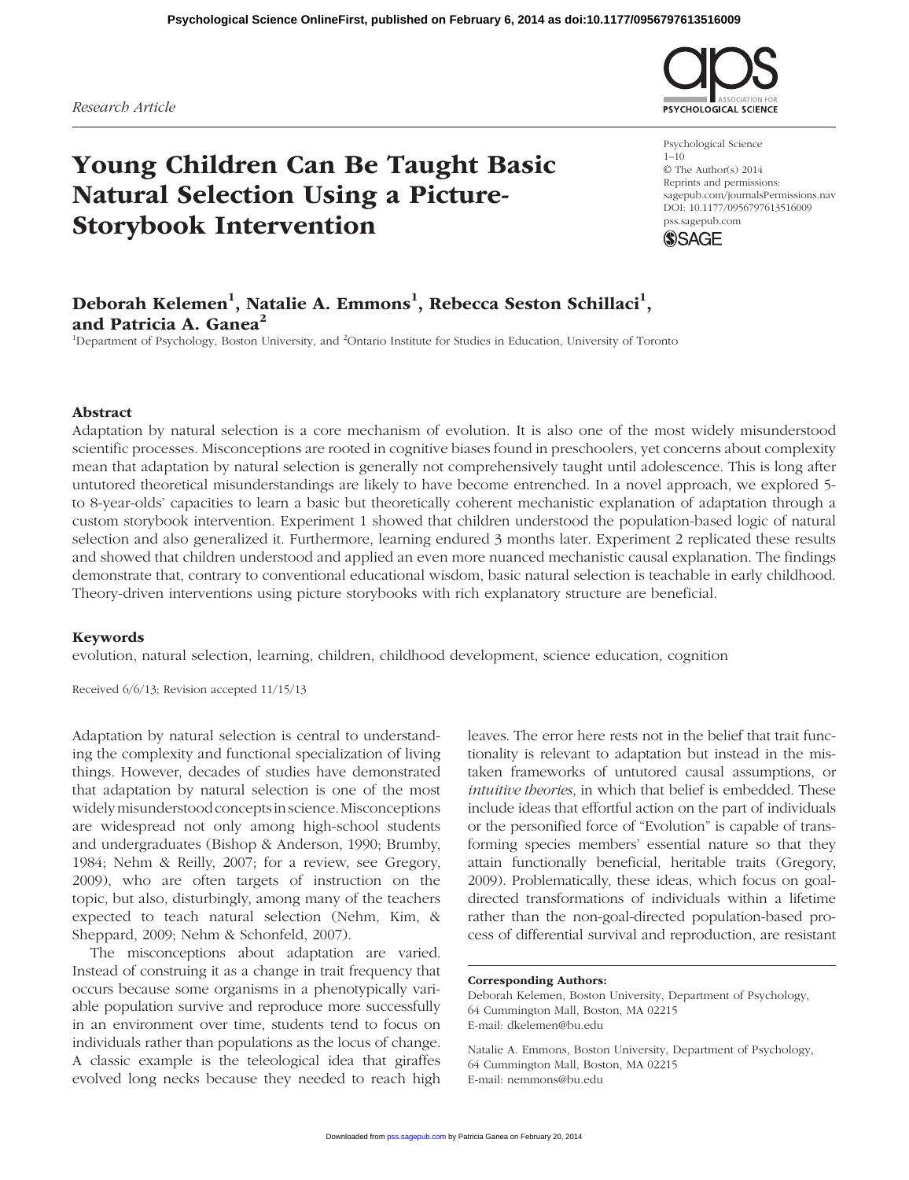Research Article

# Young Children Can Be Taught Basic Natural Selection Using a Picture-Storybook Intervention

Psychological Science
1–10
© The Author(s) 2014
Reprints and permissions: sagepub.com/journalsPermissions.nav
DOI: 10.1177/0956797613516009
pss.sagepub.com

**Deborah Kelemen[1], Natalie A. Emmons[1], Rebecca Seston Schillaci[1], and Patricia A. Ganea[2]**

[1]Department of Psychology, Boston University, and [2]Ontario Institute for Studies in Education, University of Toronto

## Abstract

Adaptation by natural selection is a core mechanism of evolution. It is also one of the most widely misunderstood scientific processes. Misconceptions are rooted in cognitive biases found in preschoolers, yet concerns about complexity mean that adaptation by natural selection is generally not comprehensively taught until adolescence. This is long after untutored theoretical misunderstandings are likely to have become entrenched. In a novel approach, we explored 5- to 8-year-olds' capacities to learn a basic but theoretically coherent mechanistic explanation of adaptation through a custom storybook intervention. Experiment 1 showed that children understood the population-based logic of natural selection and also generalized it. Furthermore, learning endured 3 months later. Experiment 2 replicated these results and showed that children understood and applied an even more nuanced mechanistic causal explanation. The findings demonstrate that, contrary to conventional educational wisdom, basic natural selection is teachable in early childhood. Theory-driven interventions using picture storybooks with rich explanatory structure are beneficial.

## Keywords

evolution, natural selection, learning, children, childhood development, science education, cognition

Received 6/6/13; Revision accepted 11/15/13

Adaptation by natural selection is central to understanding the complexity and functional specialization of living things. However, decades of studies have demonstrated that adaptation by natural selection is one of the most widely misunderstood concepts in science. Misconceptions are widespread not only among high-school students and undergraduates (Bishop & Anderson, 1990; Brumby, 1984; Nehm & Reilly, 2007; for a review, see Gregory, 2009), who are often targets of instruction on the topic, but also, disturbingly, among many of the teachers expected to teach natural selection (Nehm, Kim, & Sheppard, 2009; Nehm & Schonfeld, 2007).

The misconceptions about adaptation are varied. Instead of construing it as a change in trait frequency that occurs because some organisms in a phenotypically variable population survive and reproduce more successfully in an environment over time, students tend to focus on individuals rather than populations as the locus of change. A classic example is the teleological idea that giraffes evolved long necks because they needed to reach high leaves. The error here rests not in the belief that trait functionality is relevant to adaptation but instead in the mistaken frameworks of untutored causal assumptions, or *intuitive theories*, in which that belief is embedded. These include ideas that effortful action on the part of individuals or the personified force of "Evolution" is capable of transforming species members' essential nature so that they attain functionally beneficial, heritable traits (Gregory, 2009). Problematically, these ideas, which focus on goal-directed transformations of individuals within a lifetime rather than the non-goal-directed population-based process of differential survival and reproduction, are resistant

**Corresponding Authors:**
Deborah Kelemen, Boston University, Department of Psychology, 64 Cummington Mall, Boston, MA 02215
E-mail: dkelemen@bu.edu

Natalie A. Emmons, Boston University, Department of Psychology, 64 Cummington Mall, Boston, MA 02215
E-mail: nemmons@bu.edu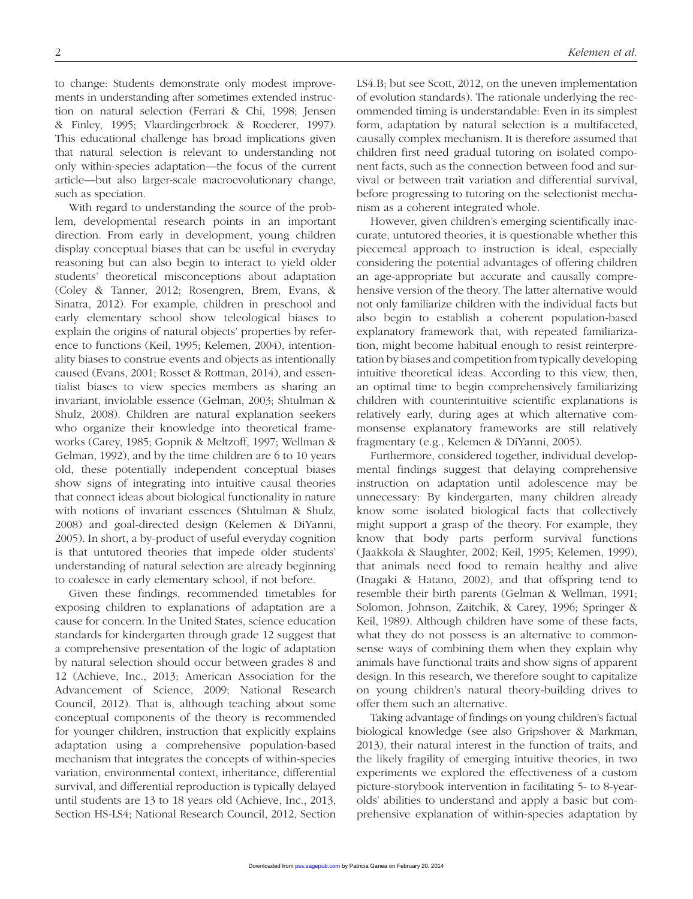to change: Students demonstrate only modest improvements in understanding after sometimes extended instruction on natural selection (Ferrari & Chi, 1998; Jensen & Finley, 1995; Vlaardingerbroek & Roederer, 1997). This educational challenge has broad implications given that natural selection is relevant to understanding not only within-species adaptation—the focus of the current article—but also larger-scale macroevolutionary change, such as speciation.

With regard to understanding the source of the problem, developmental research points in an important direction. From early in development, young children display conceptual biases that can be useful in everyday reasoning but can also begin to interact to yield older students' theoretical misconceptions about adaptation (Coley & Tanner, 2012; Rosengren, Brem, Evans, & Sinatra, 2012). For example, children in preschool and early elementary school show teleological biases to explain the origins of natural objects' properties by reference to functions (Keil, 1995; Kelemen, 2004), intentionality biases to construe events and objects as intentionally caused (Evans, 2001; Rosset & Rottman, 2014), and essentialist biases to view species members as sharing an invariant, inviolable essence (Gelman, 2003; Shtulman & Shulz, 2008). Children are natural explanation seekers who organize their knowledge into theoretical frameworks (Carey, 1985; Gopnik & Meltzoff, 1997; Wellman & Gelman, 1992), and by the time children are 6 to 10 years old, these potentially independent conceptual biases show signs of integrating into intuitive causal theories that connect ideas about biological functionality in nature with notions of invariant essences (Shtulman & Shulz, 2008) and goal-directed design (Kelemen & DiYanni, 2005). In short, a by-product of useful everyday cognition is that untutored theories that impede older students' understanding of natural selection are already beginning to coalesce in early elementary school, if not before.

Given these findings, recommended timetables for exposing children to explanations of adaptation are a cause for concern. In the United States, science education standards for kindergarten through grade 12 suggest that a comprehensive presentation of the logic of adaptation by natural selection should occur between grades 8 and 12 (Achieve, Inc., 2013; American Association for the Advancement of Science, 2009; National Research Council, 2012). That is, although teaching about some conceptual components of the theory is recommended for younger children, instruction that explicitly explains adaptation using a comprehensive population-based mechanism that integrates the concepts of within-species variation, environmental context, inheritance, differential survival, and differential reproduction is typically delayed until students are 13 to 18 years old (Achieve, Inc., 2013, Section HS-LS4; National Research Council, 2012, Section LS4.B; but see Scott, 2012, on the uneven implementation of evolution standards). The rationale underlying the recommended timing is understandable: Even in its simplest form, adaptation by natural selection is a multifaceted, causally complex mechanism. It is therefore assumed that children first need gradual tutoring on isolated component facts, such as the connection between food and survival or between trait variation and differential survival, before progressing to tutoring on the selectionist mechanism as a coherent integrated whole.

However, given children's emerging scientifically inaccurate, untutored theories, it is questionable whether this piecemeal approach to instruction is ideal, especially considering the potential advantages of offering children an age-appropriate but accurate and causally comprehensive version of the theory. The latter alternative would not only familiarize children with the individual facts but also begin to establish a coherent population-based explanatory framework that, with repeated familiarization, might become habitual enough to resist reinterpretation by biases and competition from typically developing intuitive theoretical ideas. According to this view, then, an optimal time to begin comprehensively familiarizing children with counterintuitive scientific explanations is relatively early, during ages at which alternative commonsense explanatory frameworks are still relatively fragmentary (e.g., Kelemen & DiYanni, 2005).

Furthermore, considered together, individual developmental findings suggest that delaying comprehensive instruction on adaptation until adolescence may be unnecessary: By kindergarten, many children already know some isolated biological facts that collectively might support a grasp of the theory. For example, they know that body parts perform survival functions (Jaakkola & Slaughter, 2002; Keil, 1995; Kelemen, 1999), that animals need food to remain healthy and alive (Inagaki & Hatano, 2002), and that offspring tend to resemble their birth parents (Gelman & Wellman, 1991; Solomon, Johnson, Zaitchik, & Carey, 1996; Springer & Keil, 1989). Although children have some of these facts, what they do not possess is an alternative to commonsense ways of combining them when they explain why animals have functional traits and show signs of apparent design. In this research, we therefore sought to capitalize on young children's natural theory-building drives to offer them such an alternative.

Taking advantage of findings on young children's factual biological knowledge (see also Gripshover & Markman, 2013), their natural interest in the function of traits, and the likely fragility of emerging intuitive theories, in two experiments we explored the effectiveness of a custom picture-storybook intervention in facilitating 5- to 8-year-olds' abilities to understand and apply a basic but comprehensive explanation of within-species adaptation by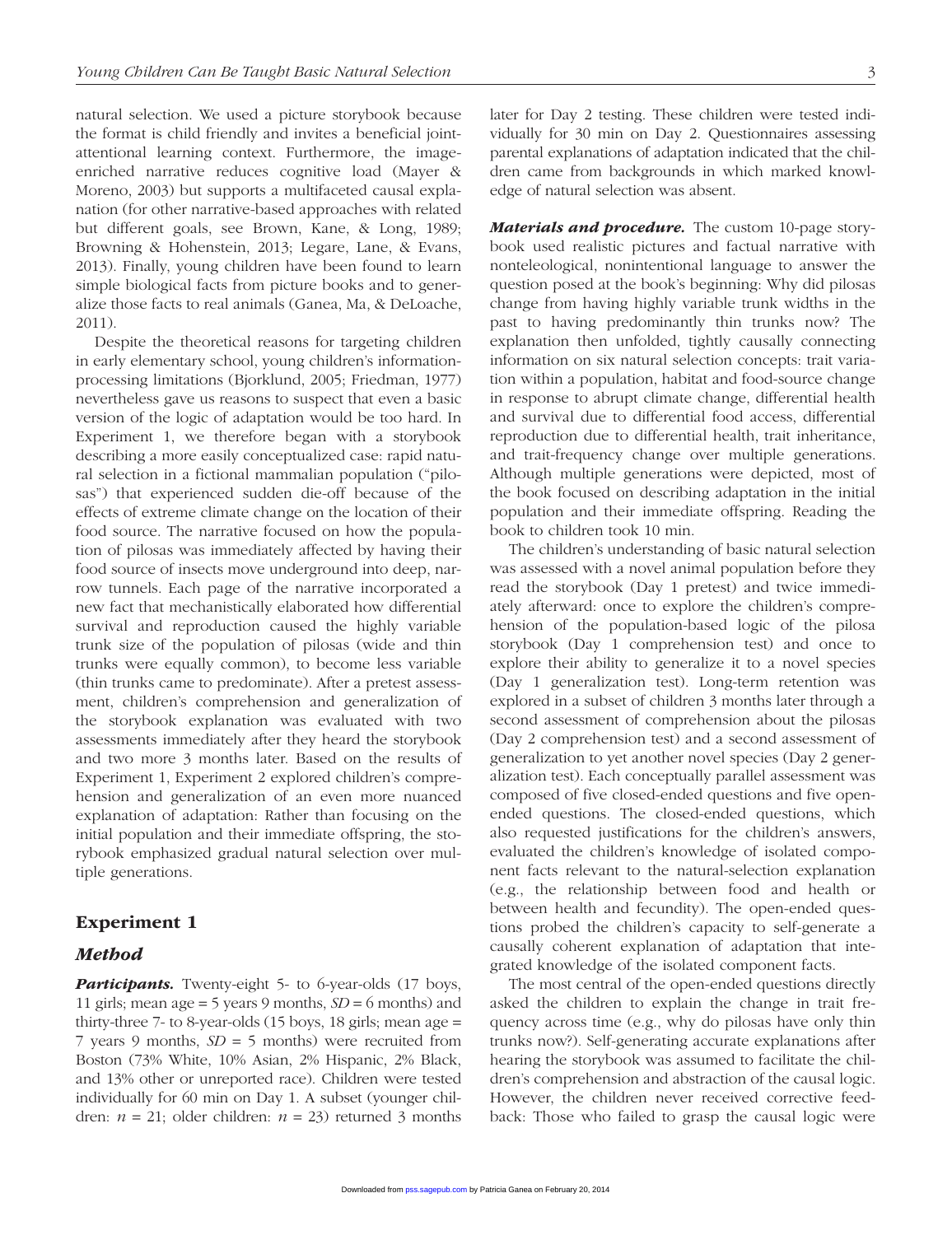natural selection. We used a picture storybook because the format is child friendly and invites a beneficial joint-attentional learning context. Furthermore, the image-enriched narrative reduces cognitive load (Mayer & Moreno, 2003) but supports a multifaceted causal explanation (for other narrative-based approaches with related but different goals, see Brown, Kane, & Long, 1989; Browning & Hohenstein, 2013; Legare, Lane, & Evans, 2013). Finally, young children have been found to learn simple biological facts from picture books and to generalize those facts to real animals (Ganea, Ma, & DeLoache, 2011).

Despite the theoretical reasons for targeting children in early elementary school, young children's information-processing limitations (Bjorklund, 2005; Friedman, 1977) nevertheless gave us reasons to suspect that even a basic version of the logic of adaptation would be too hard. In Experiment 1, we therefore began with a storybook describing a more easily conceptualized case: rapid natural selection in a fictional mammalian population ("pilosas") that experienced sudden die-off because of the effects of extreme climate change on the location of their food source. The narrative focused on how the population of pilosas was immediately affected by having their food source of insects move underground into deep, narrow tunnels. Each page of the narrative incorporated a new fact that mechanistically elaborated how differential survival and reproduction caused the highly variable trunk size of the population of pilosas (wide and thin trunks were equally common), to become less variable (thin trunks came to predominate). After a pretest assessment, children's comprehension and generalization of the storybook explanation was evaluated with two assessments immediately after they heard the storybook and two more 3 months later. Based on the results of Experiment 1, Experiment 2 explored children's comprehension and generalization of an even more nuanced explanation of adaptation: Rather than focusing on the initial population and their immediate offspring, the storybook emphasized gradual natural selection over multiple generations.

## Experiment 1

### Method

***Participants.*** Twenty-eight 5- to 6-year-olds (17 boys, 11 girls; mean age = 5 years 9 months, *SD* = 6 months) and thirty-three 7- to 8-year-olds (15 boys, 18 girls; mean age = 7 years 9 months, *SD* = 5 months) were recruited from Boston (73% White, 10% Asian, 2% Hispanic, 2% Black, and 13% other or unreported race). Children were tested individually for 60 min on Day 1. A subset (younger children: *n* = 21; older children: *n* = 23) returned 3 months later for Day 2 testing. These children were tested individually for 30 min on Day 2. Questionnaires assessing parental explanations of adaptation indicated that the children came from backgrounds in which marked knowledge of natural selection was absent.

***Materials and procedure.*** The custom 10-page storybook used realistic pictures and factual narrative with nonteleological, nonintentional language to answer the question posed at the book's beginning: Why did pilosas change from having highly variable trunk widths in the past to having predominantly thin trunks now? The explanation then unfolded, tightly causally connecting information on six natural selection concepts: trait variation within a population, habitat and food-source change in response to abrupt climate change, differential health and survival due to differential food access, differential reproduction due to differential health, trait inheritance, and trait-frequency change over multiple generations. Although multiple generations were depicted, most of the book focused on describing adaptation in the initial population and their immediate offspring. Reading the book to children took 10 min.

The children's understanding of basic natural selection was assessed with a novel animal population before they read the storybook (Day 1 pretest) and twice immediately afterward: once to explore the children's comprehension of the population-based logic of the pilosa storybook (Day 1 comprehension test) and once to explore their ability to generalize it to a novel species (Day 1 generalization test). Long-term retention was explored in a subset of children 3 months later through a second assessment of comprehension about the pilosas (Day 2 comprehension test) and a second assessment of generalization to yet another novel species (Day 2 generalization test). Each conceptually parallel assessment was composed of five closed-ended questions and five open-ended questions. The closed-ended questions, which also requested justifications for the children's answers, evaluated the children's knowledge of isolated component facts relevant to the natural-selection explanation (e.g., the relationship between food and health or between health and fecundity). The open-ended questions probed the children's capacity to self-generate a causally coherent explanation of adaptation that integrated knowledge of the isolated component facts.

The most central of the open-ended questions directly asked the children to explain the change in trait frequency across time (e.g., why do pilosas have only thin trunks now?). Self-generating accurate explanations after hearing the storybook was assumed to facilitate the children's comprehension and abstraction of the causal logic. However, the children never received corrective feedback: Those who failed to grasp the causal logic were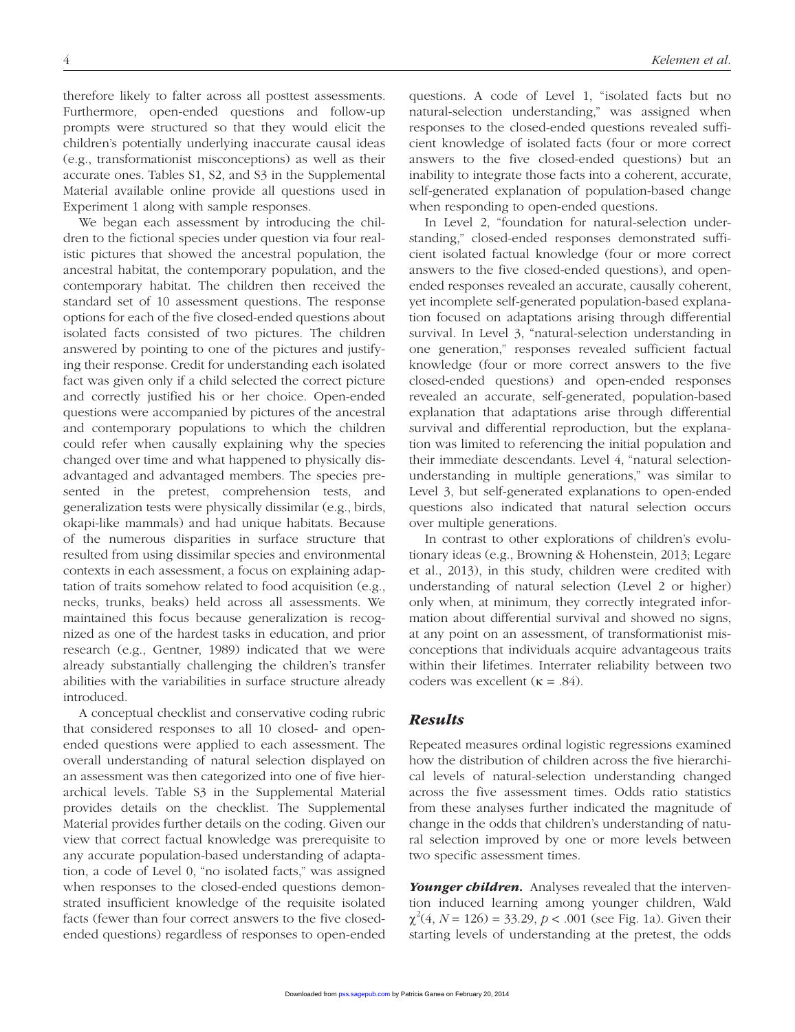therefore likely to falter across all posttest assessments. Furthermore, open-ended questions and follow-up prompts were structured so that they would elicit the children's potentially underlying inaccurate causal ideas (e.g., transformationist misconceptions) as well as their accurate ones. Tables S1, S2, and S3 in the Supplemental Material available online provide all questions used in Experiment 1 along with sample responses.

We began each assessment by introducing the children to the fictional species under question via four realistic pictures that showed the ancestral population, the ancestral habitat, the contemporary population, and the contemporary habitat. The children then received the standard set of 10 assessment questions. The response options for each of the five closed-ended questions about isolated facts consisted of two pictures. The children answered by pointing to one of the pictures and justifying their response. Credit for understanding each isolated fact was given only if a child selected the correct picture and correctly justified his or her choice. Open-ended questions were accompanied by pictures of the ancestral and contemporary populations to which the children could refer when causally explaining why the species changed over time and what happened to physically disadvantaged and advantaged members. The species presented in the pretest, comprehension tests, and generalization tests were physically dissimilar (e.g., birds, okapi-like mammals) and had unique habitats. Because of the numerous disparities in surface structure that resulted from using dissimilar species and environmental contexts in each assessment, a focus on explaining adaptation of traits somehow related to food acquisition (e.g., necks, trunks, beaks) held across all assessments. We maintained this focus because generalization is recognized as one of the hardest tasks in education, and prior research (e.g., Gentner, 1989) indicated that we were already substantially challenging the children's transfer abilities with the variabilities in surface structure already introduced.

A conceptual checklist and conservative coding rubric that considered responses to all 10 closed- and open-ended questions were applied to each assessment. The overall understanding of natural selection displayed on an assessment was then categorized into one of five hierarchical levels. Table S3 in the Supplemental Material provides details on the checklist. The Supplemental Material provides further details on the coding. Given our view that correct factual knowledge was prerequisite to any accurate population-based understanding of adaptation, a code of Level 0, "no isolated facts," was assigned when responses to the closed-ended questions demonstrated insufficient knowledge of the requisite isolated facts (fewer than four correct answers to the five closed-ended questions) regardless of responses to open-ended questions. A code of Level 1, "isolated facts but no natural-selection understanding," was assigned when responses to the closed-ended questions revealed sufficient knowledge of isolated facts (four or more correct answers to the five closed-ended questions) but an inability to integrate those facts into a coherent, accurate, self-generated explanation of population-based change when responding to open-ended questions.

In Level 2, "foundation for natural-selection understanding," closed-ended responses demonstrated sufficient isolated factual knowledge (four or more correct answers to the five closed-ended questions), and open-ended responses revealed an accurate, causally coherent, yet incomplete self-generated population-based explanation focused on adaptations arising through differential survival. In Level 3, "natural-selection understanding in one generation," responses revealed sufficient factual knowledge (four or more correct answers to the five closed-ended questions) and open-ended responses revealed an accurate, self-generated, population-based explanation that adaptations arise through differential survival and differential reproduction, but the explanation was limited to referencing the initial population and their immediate descendants. Level 4, "natural selection-understanding in multiple generations," was similar to Level 3, but self-generated explanations to open-ended questions also indicated that natural selection occurs over multiple generations.

In contrast to other explorations of children's evolutionary ideas (e.g., Browning & Hohenstein, 2013; Legare et al., 2013), in this study, children were credited with understanding of natural selection (Level 2 or higher) only when, at minimum, they correctly integrated information about differential survival and showed no signs, at any point on an assessment, of transformationist misconceptions that individuals acquire advantageous traits within their lifetimes. Interrater reliability between two coders was excellent ($\kappa = .84$).

## *Results*

Repeated measures ordinal logistic regressions examined how the distribution of children across the five hierarchical levels of natural-selection understanding changed across the five assessment times. Odds ratio statistics from these analyses further indicated the magnitude of change in the odds that children's understanding of natural selection improved by one or more levels between two specific assessment times.

***Younger children.*** Analyses revealed that the intervention induced learning among younger children, Wald $\chi^2(4, N = 126) = 33.29$, $p < .001$ (see Fig. 1a). Given their starting levels of understanding at the pretest, the odds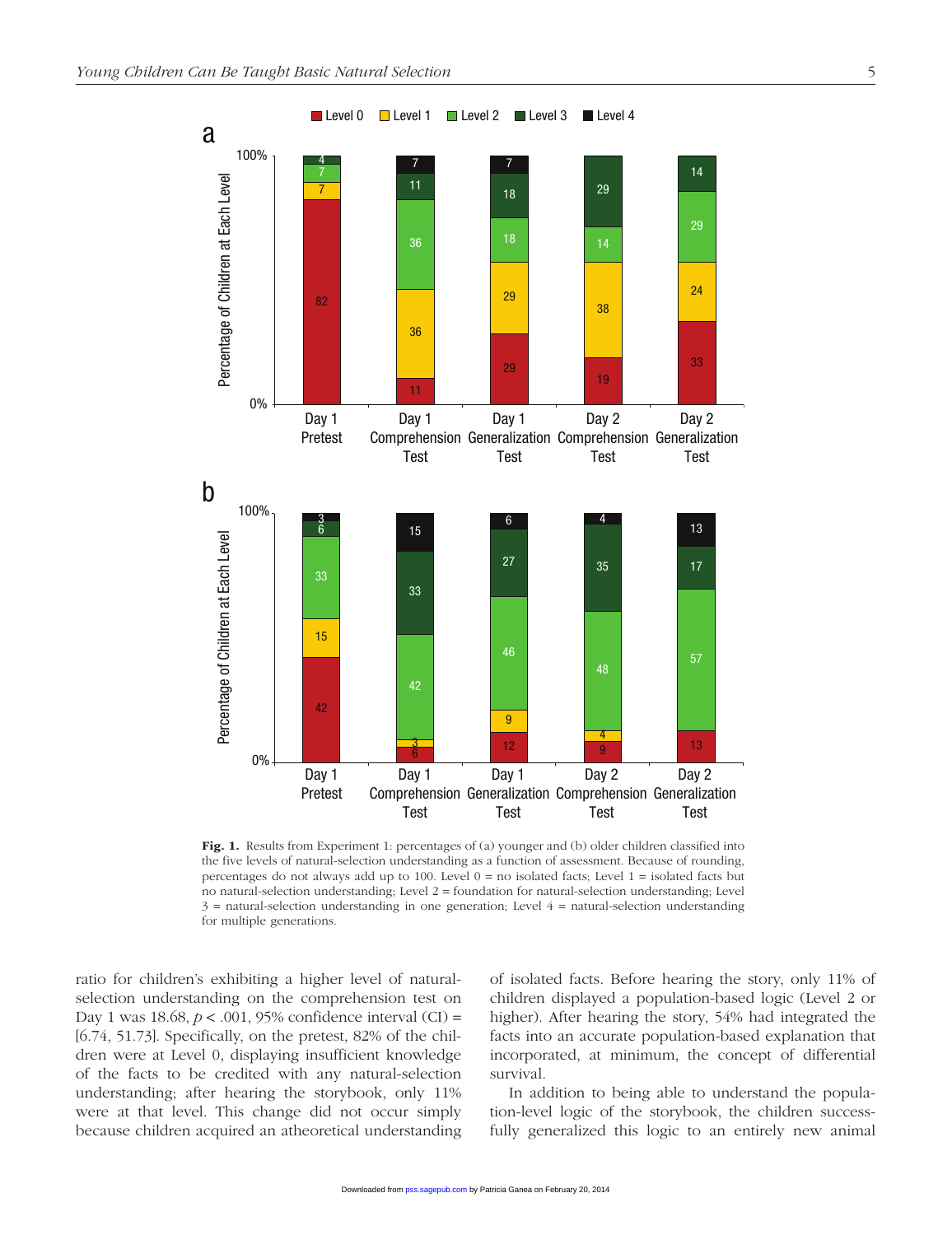**Fig. 1.** Results from Experiment 1: percentages of (a) younger and (b) older children classified into the five levels of natural-selection understanding as a function of assessment. Because of rounding, percentages do not always add up to 100. Level 0 = no isolated facts; Level 1 = isolated facts but no natural-selection understanding; Level 2 = foundation for natural-selection understanding; Level 3 = natural-selection understanding in one generation; Level 4 = natural-selection understanding for multiple generations.

ratio for children's exhibiting a higher level of natural-selection understanding on the comprehension test on Day 1 was 18.68, $p < .001$, 95% confidence interval (CI) = [6.74, 51.73]. Specifically, on the pretest, 82% of the children were at Level 0, displaying insufficient knowledge of the facts to be credited with any natural-selection understanding; after hearing the storybook, only 11% were at that level. This change did not occur simply because children acquired an atheoretical understanding of isolated facts. Before hearing the story, only 11% of children displayed a population-based logic (Level 2 or higher). After hearing the story, 54% had integrated the facts into an accurate population-based explanation that incorporated, at minimum, the concept of differential survival.

In addition to being able to understand the population-level logic of the storybook, the children successfully generalized this logic to an entirely new animal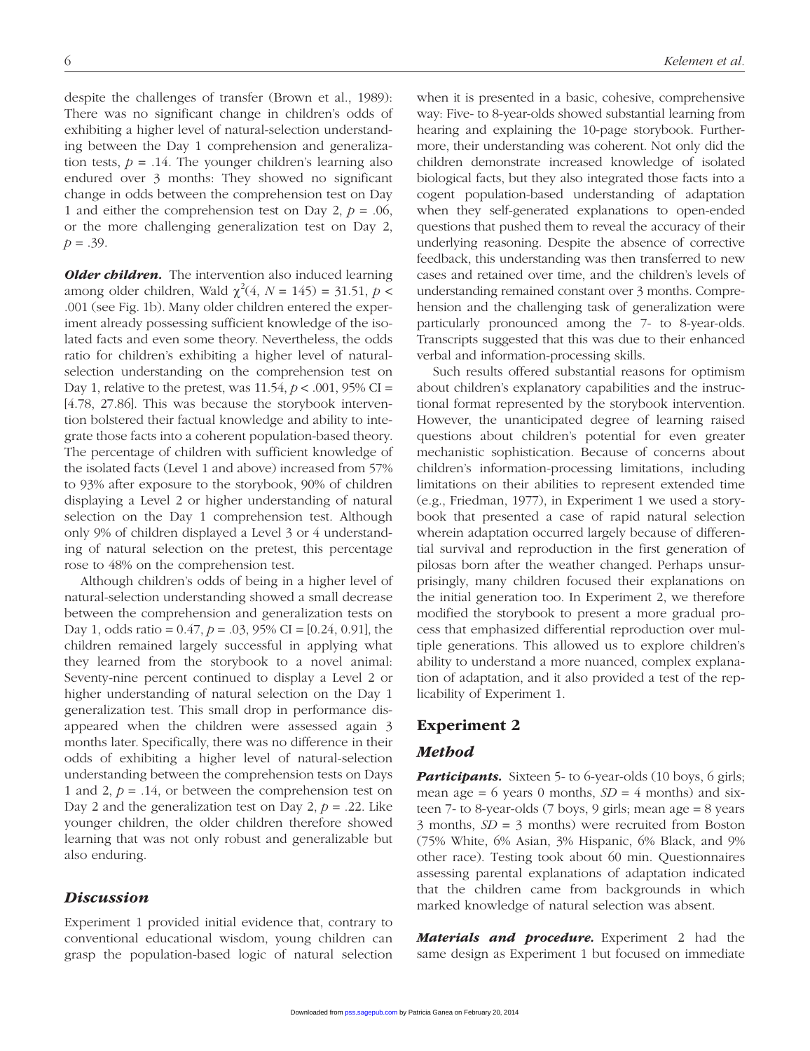despite the challenges of transfer (Brown et al., 1989): There was no significant change in children's odds of exhibiting a higher level of natural-selection understanding between the Day 1 comprehension and generalization tests, $p = .14$. The younger children's learning also endured over 3 months: They showed no significant change in odds between the comprehension test on Day 1 and either the comprehension test on Day 2, $p = .06$, or the more challenging generalization test on Day 2, $p = .39$.

***Older children.*** The intervention also induced learning among older children, Wald $\chi^2(4, N = 145) = 31.51$, $p < .001$ (see Fig. 1b). Many older children entered the experiment already possessing sufficient knowledge of the isolated facts and even some theory. Nevertheless, the odds ratio for children's exhibiting a higher level of natural-selection understanding on the comprehension test on Day 1, relative to the pretest, was 11.54, $p < .001$, 95% CI = [4.78, 27.86]. This was because the storybook intervention bolstered their factual knowledge and ability to integrate those facts into a coherent population-based theory. The percentage of children with sufficient knowledge of the isolated facts (Level 1 and above) increased from 57% to 93% after exposure to the storybook, 90% of children displaying a Level 2 or higher understanding of natural selection on the Day 1 comprehension test. Although only 9% of children displayed a Level 3 or 4 understanding of natural selection on the pretest, this percentage rose to 48% on the comprehension test.

Although children's odds of being in a higher level of natural-selection understanding showed a small decrease between the comprehension and generalization tests on Day 1, odds ratio = 0.47, $p = .03$, 95% CI = [0.24, 0.91], the children remained largely successful in applying what they learned from the storybook to a novel animal: Seventy-nine percent continued to display a Level 2 or higher understanding of natural selection on the Day 1 generalization test. This small drop in performance disappeared when the children were assessed again 3 months later. Specifically, there was no difference in their odds of exhibiting a higher level of natural-selection understanding between the comprehension tests on Days 1 and 2, $p = .14$, or between the comprehension test on Day 2 and the generalization test on Day 2, $p = .22$. Like younger children, the older children therefore showed learning that was not only robust and generalizable but also enduring.

## Discussion

Experiment 1 provided initial evidence that, contrary to conventional educational wisdom, young children can grasp the population-based logic of natural selection when it is presented in a basic, cohesive, comprehensive way: Five- to 8-year-olds showed substantial learning from hearing and explaining the 10-page storybook. Furthermore, their understanding was coherent. Not only did the children demonstrate increased knowledge of isolated biological facts, but they also integrated those facts into a cogent population-based understanding of adaptation when they self-generated explanations to open-ended questions that pushed them to reveal the accuracy of their underlying reasoning. Despite the absence of corrective feedback, this understanding was then transferred to new cases and retained over time, and the children's levels of understanding remained constant over 3 months. Comprehension and the challenging task of generalization were particularly pronounced among the 7- to 8-year-olds. Transcripts suggested that this was due to their enhanced verbal and information-processing skills.

Such results offered substantial reasons for optimism about children's explanatory capabilities and the instructional format represented by the storybook intervention. However, the unanticipated degree of learning raised questions about children's potential for even greater mechanistic sophistication. Because of concerns about children's information-processing limitations, including limitations on their abilities to represent extended time (e.g., Friedman, 1977), in Experiment 1 we used a storybook that presented a case of rapid natural selection wherein adaptation occurred largely because of differential survival and reproduction in the first generation of pilosas born after the weather changed. Perhaps unsurprisingly, many children focused their explanations on the initial generation too. In Experiment 2, we therefore modified the storybook to present a more gradual process that emphasized differential reproduction over multiple generations. This allowed us to explore children's ability to understand a more nuanced, complex explanation of adaptation, and it also provided a test of the replicability of Experiment 1.

# Experiment 2

## Method

***Participants.*** Sixteen 5- to 6-year-olds (10 boys, 6 girls; mean age = 6 years 0 months, $SD$ = 4 months) and sixteen 7- to 8-year-olds (7 boys, 9 girls; mean age = 8 years 3 months, $SD$ = 3 months) were recruited from Boston (75% White, 6% Asian, 3% Hispanic, 6% Black, and 9% other race). Testing took about 60 min. Questionnaires assessing parental explanations of adaptation indicated that the children came from backgrounds in which marked knowledge of natural selection was absent.

***Materials and procedure.*** Experiment 2 had the same design as Experiment 1 but focused on immediate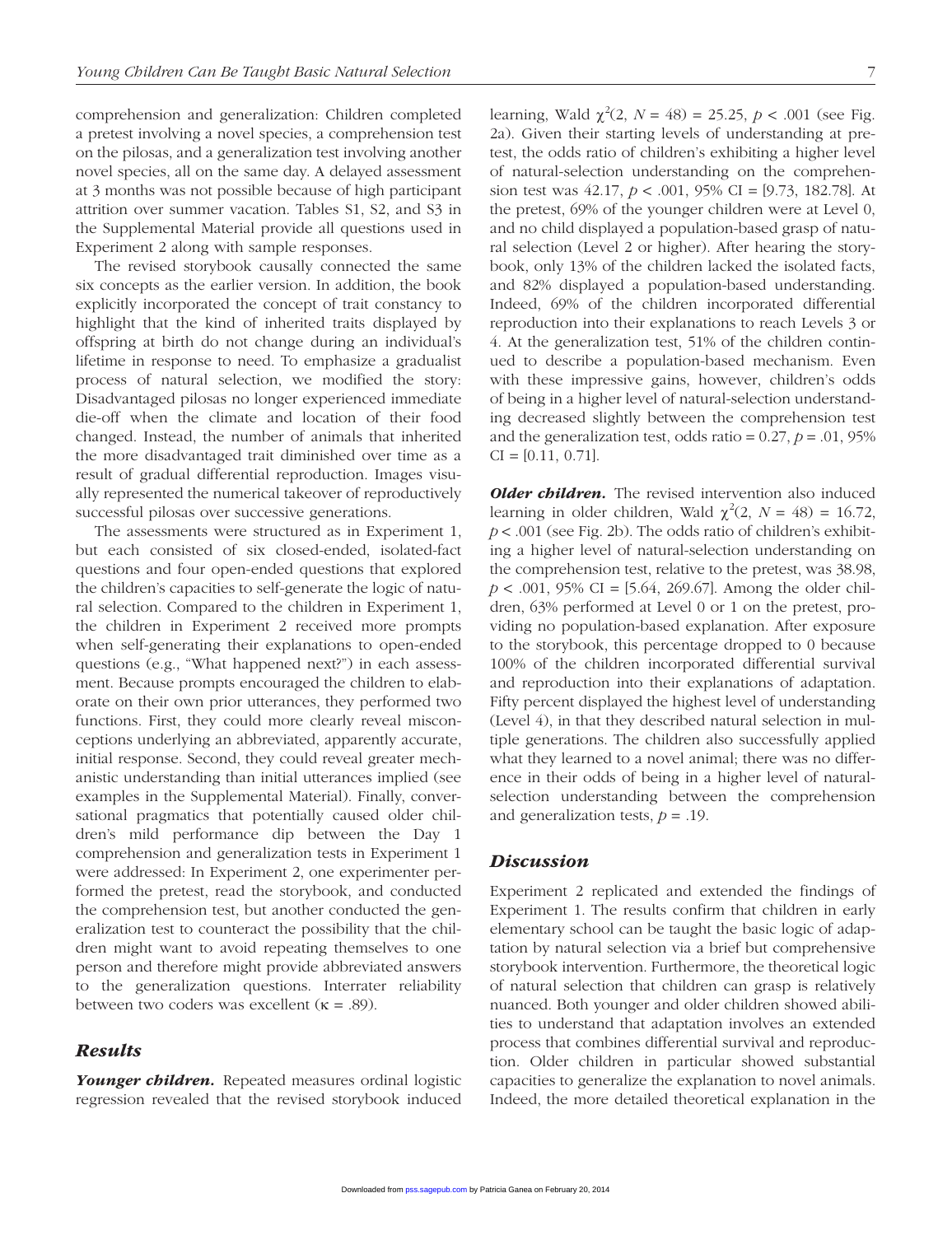comprehension and generalization: Children completed a pretest involving a novel species, a comprehension test on the pilosas, and a generalization test involving another novel species, all on the same day. A delayed assessment at 3 months was not possible because of high participant attrition over summer vacation. Tables S1, S2, and S3 in the Supplemental Material provide all questions used in Experiment 2 along with sample responses.

The revised storybook causally connected the same six concepts as the earlier version. In addition, the book explicitly incorporated the concept of trait constancy to highlight that the kind of inherited traits displayed by offspring at birth do not change during an individual's lifetime in response to need. To emphasize a gradualist process of natural selection, we modified the story: Disadvantaged pilosas no longer experienced immediate die-off when the climate and location of their food changed. Instead, the number of animals that inherited the more disadvantaged trait diminished over time as a result of gradual differential reproduction. Images visually represented the numerical takeover of reproductively successful pilosas over successive generations.

The assessments were structured as in Experiment 1, but each consisted of six closed-ended, isolated-fact questions and four open-ended questions that explored the children's capacities to self-generate the logic of natural selection. Compared to the children in Experiment 1, the children in Experiment 2 received more prompts when self-generating their explanations to open-ended questions (e.g., "What happened next?") in each assessment. Because prompts encouraged the children to elaborate on their own prior utterances, they performed two functions. First, they could more clearly reveal misconceptions underlying an abbreviated, apparently accurate, initial response. Second, they could reveal greater mechanistic understanding than initial utterances implied (see examples in the Supplemental Material). Finally, conversational pragmatics that potentially caused older children's mild performance dip between the Day 1 comprehension and generalization tests in Experiment 1 were addressed: In Experiment 2, one experimenter performed the pretest, read the storybook, and conducted the comprehension test, but another conducted the generalization test to counteract the possibility that the children might want to avoid repeating themselves to one person and therefore might provide abbreviated answers to the generalization questions. Interrater reliability between two coders was excellent ($\kappa$ = .89).

## Results

***Younger children.*** Repeated measures ordinal logistic regression revealed that the revised storybook induced learning, Wald $\chi^2(2, N = 48) = 25.25$, $p < .001$ (see Fig. 2a). Given their starting levels of understanding at pretest, the odds ratio of children's exhibiting a higher level of natural-selection understanding on the comprehension test was 42.17, $p < .001$, 95% CI = [9.73, 182.78]. At the pretest, 69% of the younger children were at Level 0, and no child displayed a population-based grasp of natural selection (Level 2 or higher). After hearing the storybook, only 13% of the children lacked the isolated facts, and 82% displayed a population-based understanding. Indeed, 69% of the children incorporated differential reproduction into their explanations to reach Levels 3 or 4. At the generalization test, 51% of the children continued to describe a population-based mechanism. Even with these impressive gains, however, children's odds of being in a higher level of natural-selection understanding decreased slightly between the comprehension test and the generalization test, odds ratio = 0.27, $p = .01$, 95% CI = [0.11, 0.71].

***Older children.*** The revised intervention also induced learning in older children, Wald $\chi^2(2, N = 48) = 16.72$, $p < .001$ (see Fig. 2b). The odds ratio of children's exhibiting a higher level of natural-selection understanding on the comprehension test, relative to the pretest, was 38.98, $p < .001$, 95% CI = [5.64, 269.67]. Among the older children, 63% performed at Level 0 or 1 on the pretest, providing no population-based explanation. After exposure to the storybook, this percentage dropped to 0 because 100% of the children incorporated differential survival and reproduction into their explanations of adaptation. Fifty percent displayed the highest level of understanding (Level 4), in that they described natural selection in multiple generations. The children also successfully applied what they learned to a novel animal; there was no difference in their odds of being in a higher level of natural-selection understanding between the comprehension and generalization tests, $p = .19$.

## Discussion

Experiment 2 replicated and extended the findings of Experiment 1. The results confirm that children in early elementary school can be taught the basic logic of adaptation by natural selection via a brief but comprehensive storybook intervention. Furthermore, the theoretical logic of natural selection that children can grasp is relatively nuanced. Both younger and older children showed abilities to understand that adaptation involves an extended process that combines differential survival and reproduction. Older children in particular showed substantial capacities to generalize the explanation to novel animals. Indeed, the more detailed theoretical explanation in the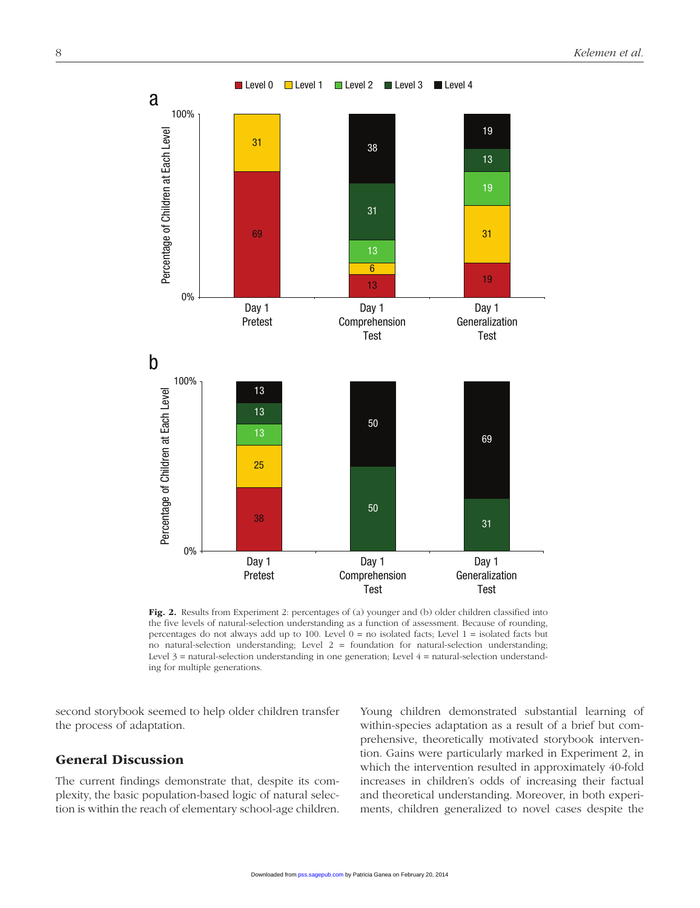Fig. 2. Results from Experiment 2: percentages of (a) younger and (b) older children classified into the five levels of natural-selection understanding as a function of assessment. Because of rounding, percentages do not always add up to 100. Level 0 = no isolated facts; Level 1 = isolated facts but no natural-selection understanding; Level 2 = foundation for natural-selection understanding; Level 3 = natural-selection understanding in one generation; Level 4 = natural-selection understanding for multiple generations.

second storybook seemed to help older children transfer the process of adaptation.

## General Discussion

The current findings demonstrate that, despite its complexity, the basic population-based logic of natural selection is within the reach of elementary school-age children. Young children demonstrated substantial learning of within-species adaptation as a result of a brief but comprehensive, theoretically motivated storybook intervention. Gains were particularly marked in Experiment 2, in which the intervention resulted in approximately 40-fold increases in children's odds of increasing their factual and theoretical understanding. Moreover, in both experiments, children generalized to novel cases despite the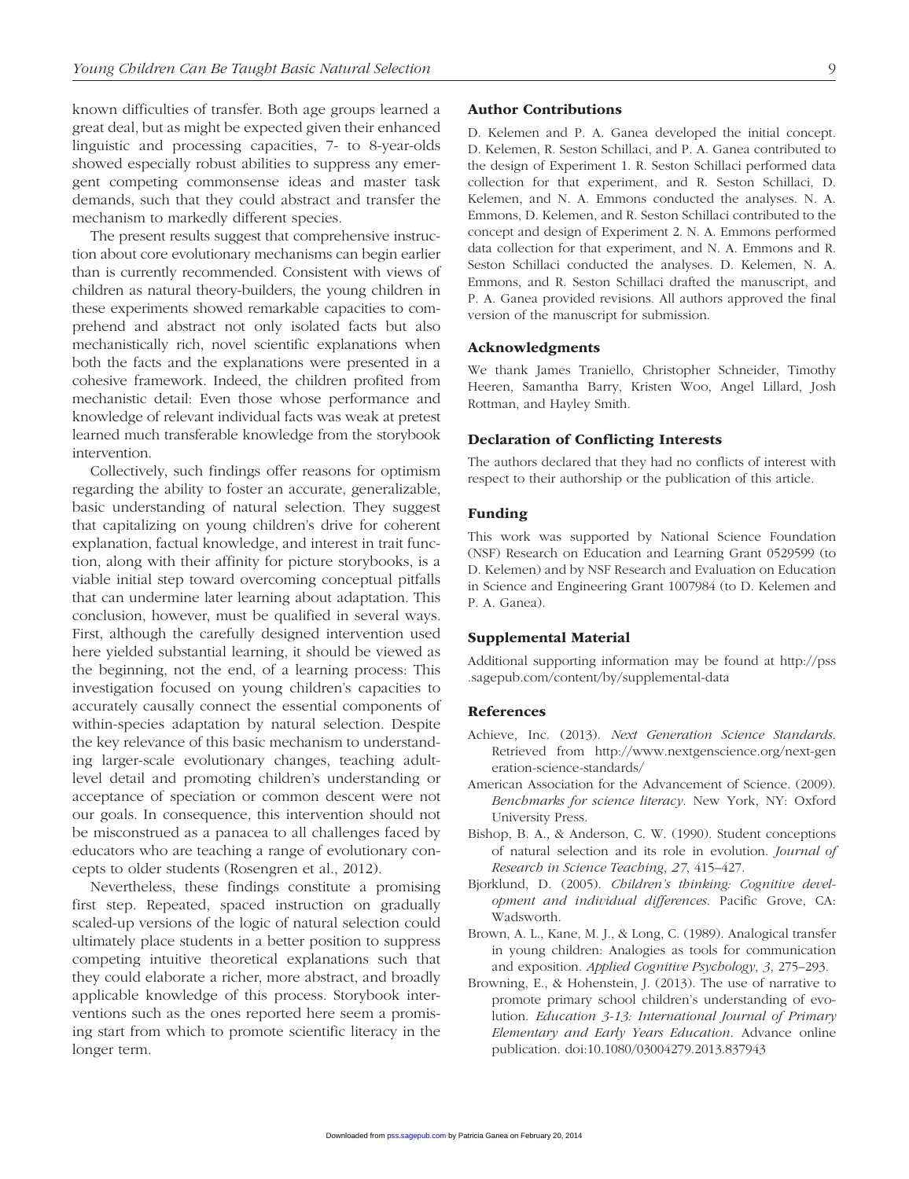known difficulties of transfer. Both age groups learned a great deal, but as might be expected given their enhanced linguistic and processing capacities, 7- to 8-year-olds showed especially robust abilities to suppress any emergent competing commonsense ideas and master task demands, such that they could abstract and transfer the mechanism to markedly different species.

The present results suggest that comprehensive instruction about core evolutionary mechanisms can begin earlier than is currently recommended. Consistent with views of children as natural theory-builders, the young children in these experiments showed remarkable capacities to comprehend and abstract not only isolated facts but also mechanistically rich, novel scientific explanations when both the facts and the explanations were presented in a cohesive framework. Indeed, the children profited from mechanistic detail: Even those whose performance and knowledge of relevant individual facts was weak at pretest learned much transferable knowledge from the storybook intervention.

Collectively, such findings offer reasons for optimism regarding the ability to foster an accurate, generalizable, basic understanding of natural selection. They suggest that capitalizing on young children's drive for coherent explanation, factual knowledge, and interest in trait function, along with their affinity for picture storybooks, is a viable initial step toward overcoming conceptual pitfalls that can undermine later learning about adaptation. This conclusion, however, must be qualified in several ways. First, although the carefully designed intervention used here yielded substantial learning, it should be viewed as the beginning, not the end, of a learning process: This investigation focused on young children's capacities to accurately causally connect the essential components of within-species adaptation by natural selection. Despite the key relevance of this basic mechanism to understanding larger-scale evolutionary changes, teaching adult-level detail and promoting children's understanding or acceptance of speciation or common descent were not our goals. In consequence, this intervention should not be misconstrued as a panacea to all challenges faced by educators who are teaching a range of evolutionary concepts to older students (Rosengren et al., 2012).

Nevertheless, these findings constitute a promising first step. Repeated, spaced instruction on gradually scaled-up versions of the logic of natural selection could ultimately place students in a better position to suppress competing intuitive theoretical explanations such that they could elaborate a richer, more abstract, and broadly applicable knowledge of this process. Storybook interventions such as the ones reported here seem a promising start from which to promote scientific literacy in the longer term.

### Author Contributions

D. Kelemen and P. A. Ganea developed the initial concept. D. Kelemen, R. Seston Schillaci, and P. A. Ganea contributed to the design of Experiment 1. R. Seston Schillaci performed data collection for that experiment, and R. Seston Schillaci, D. Kelemen, and N. A. Emmons conducted the analyses. N. A. Emmons, D. Kelemen, and R. Seston Schillaci contributed to the concept and design of Experiment 2. N. A. Emmons performed data collection for that experiment, and N. A. Emmons and R. Seston Schillaci conducted the analyses. D. Kelemen, N. A. Emmons, and R. Seston Schillaci drafted the manuscript, and P. A. Ganea provided revisions. All authors approved the final version of the manuscript for submission.

### Acknowledgments

We thank James Traniello, Christopher Schneider, Timothy Heeren, Samantha Barry, Kristen Woo, Angel Lillard, Josh Rottman, and Hayley Smith.

### Declaration of Conflicting Interests

The authors declared that they had no conflicts of interest with respect to their authorship or the publication of this article.

### Funding

This work was supported by National Science Foundation (NSF) Research on Education and Learning Grant 0529599 (to D. Kelemen) and by NSF Research and Evaluation on Education in Science and Engineering Grant 1007984 (to D. Kelemen and P. A. Ganea).

### Supplemental Material

Additional supporting information may be found at http://pss.sagepub.com/content/by/supplemental-data

### References

Achieve, Inc. (2013). *Next Generation Science Standards*. Retrieved from http://www.nextgenscience.org/next-generation-science-standards/

American Association for the Advancement of Science. (2009). *Benchmarks for science literacy*. New York, NY: Oxford University Press.

Bishop, B. A., & Anderson, C. W. (1990). Student conceptions of natural selection and its role in evolution. *Journal of Research in Science Teaching*, *27*, 415–427.

Bjorklund, D. (2005). *Children's thinking: Cognitive development and individual differences*. Pacific Grove, CA: Wadsworth.

Brown, A. L., Kane, M. J., & Long, C. (1989). Analogical transfer in young children: Analogies as tools for communication and exposition. *Applied Cognitive Psychology*, *3*, 275–293.

Browning, E., & Hohenstein, J. (2013). The use of narrative to promote primary school children's understanding of evolution. *Education 3-13: International Journal of Primary Elementary and Early Years Education*. Advance online publication. doi:10.1080/03004279.2013.837943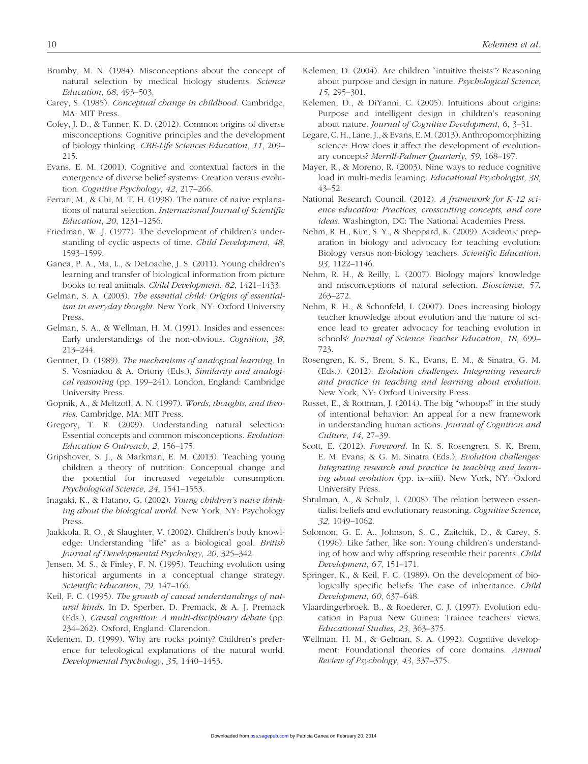Brumby, M. N. (1984). Misconceptions about the concept of natural selection by medical biology students. *Science Education*, *68*, 493–503.

Carey, S. (1985). *Conceptual change in childhood*. Cambridge, MA: MIT Press.

Coley, J. D., & Tanner, K. D. (2012). Common origins of diverse misconceptions: Cognitive principles and the development of biology thinking. *CBE-Life Sciences Education*, *11*, 209–215.

Evans, E. M. (2001). Cognitive and contextual factors in the emergence of diverse belief systems: Creation versus evolution. *Cognitive Psychology*, *42*, 217–266.

Ferrari, M., & Chi, M. T. H. (1998). The nature of naive explanations of natural selection. *International Journal of Scientific Education*, *20*, 1231–1256.

Friedman, W. J. (1977). The development of children's understanding of cyclic aspects of time. *Child Development*, *48*, 1593–1599.

Ganea, P. A., Ma, L., & DeLoache, J. S. (2011). Young children's learning and transfer of biological information from picture books to real animals. *Child Development*, *82*, 1421–1433.

Gelman, S. A. (2003). *The essential child: Origins of essentialism in everyday thought*. New York, NY: Oxford University Press.

Gelman, S. A., & Wellman, H. M. (1991). Insides and essences: Early understandings of the non-obvious. *Cognition*, *38*, 213–244.

Gentner, D. (1989). *The mechanisms of analogical learning*. In S. Vosniadou & A. Ortony (Eds.), *Similarity and analogical reasoning* (pp. 199–241). London, England: Cambridge University Press.

Gopnik, A., & Meltzoff, A. N. (1997). *Words, thoughts, and theories*. Cambridge, MA: MIT Press.

Gregory, T. R. (2009). Understanding natural selection: Essential concepts and common misconceptions. *Evolution: Education & Outreach*, *2*, 156–175.

Gripshover, S. J., & Markman, E. M. (2013). Teaching young children a theory of nutrition: Conceptual change and the potential for increased vegetable consumption. *Psychological Science*, *24*, 1541–1553.

Inagaki, K., & Hatano, G. (2002). *Young children's naive thinking about the biological world*. New York, NY: Psychology Press.

Jaakkola, R. O., & Slaughter, V. (2002). Children's body knowledge: Understanding "life" as a biological goal. *British Journal of Developmental Psychology*, *20*, 325–342.

Jensen, M. S., & Finley, F. N. (1995). Teaching evolution using historical arguments in a conceptual change strategy. *Scientific Education*, *79*, 147–166.

Keil, F. C. (1995). *The growth of causal understandings of natural kinds*. In D. Sperber, D. Premack, & A. J. Premack (Eds.), *Causal cognition: A multi-disciplinary debate* (pp. 234–262). Oxford, England: Clarendon.

Kelemen, D. (1999). Why are rocks pointy? Children's preference for teleological explanations of the natural world. *Developmental Psychology*, *35*, 1440–1453.

Kelemen, D. (2004). Are children "intuitive theists"? Reasoning about purpose and design in nature. *Psychological Science*, *15*, 295–301.

Kelemen, D., & DiYanni, C. (2005). Intuitions about origins: Purpose and intelligent design in children's reasoning about nature. *Journal of Cognitive Development*, *6*, 3–31.

Legare, C. H., Lane, J., & Evans, E. M. (2013). Anthropomorphizing science: How does it affect the development of evolutionary concepts? *Merrill-Palmer Quarterly*, *59*, 168–197.

Mayer, R., & Moreno, R. (2003). Nine ways to reduce cognitive load in multi-media learning. *Educational Psychologist*, *38*, 43–52.

National Research Council. (2012). *A framework for K-12 science education: Practices, crosscutting concepts, and core ideas*. Washington, DC: The National Academies Press.

Nehm, R. H., Kim, S. Y., & Sheppard, K. (2009). Academic preparation in biology and advocacy for teaching evolution: Biology versus non-biology teachers. *Scientific Education*, *93*, 1122–1146.

Nehm, R. H., & Reilly, L. (2007). Biology majors' knowledge and misconceptions of natural selection. *Bioscience*, *57*, 263–272.

Nehm, R. H., & Schonfeld, I. (2007). Does increasing biology teacher knowledge about evolution and the nature of science lead to greater advocacy for teaching evolution in schools? *Journal of Science Teacher Education*, *18*, 699–723.

Rosengren, K. S., Brem, S. K., Evans, E. M., & Sinatra, G. M. (Eds.). (2012). *Evolution challenges: Integrating research and practice in teaching and learning about evolution*. New York, NY: Oxford University Press.

Rosset, E., & Rottman, J. (2014). The big "whoops!" in the study of intentional behavior: An appeal for a new framework in understanding human actions. *Journal of Cognition and Culture*, *14*, 27–39.

Scott, E. (2012). *Foreword*. In K. S. Rosengren, S. K. Brem, E. M. Evans, & G. M. Sinatra (Eds.), *Evolution challenges: Integrating research and practice in teaching and learning about evolution* (pp. ix–xiii). New York, NY: Oxford University Press.

Shtulman, A., & Schulz, L. (2008). The relation between essentialist beliefs and evolutionary reasoning. *Cognitive Science*, *32*, 1049–1062.

Solomon, G. E. A., Johnson, S. C., Zaitchik, D., & Carey, S. (1996). Like father, like son: Young children's understanding of how and why offspring resemble their parents. *Child Development*, *67*, 151–171.

Springer, K., & Keil, F. C. (1989). On the development of biologically specific beliefs: The case of inheritance. *Child Development*, *60*, 637–648.

Vlaardingerbroek, B., & Roederer, C. J. (1997). Evolution education in Papua New Guinea: Trainee teachers' views. *Educational Studies*, *23*, 363–375.

Wellman, H. M., & Gelman, S. A. (1992). Cognitive development: Foundational theories of core domains. *Annual Review of Psychology*, *43*, 337–375.